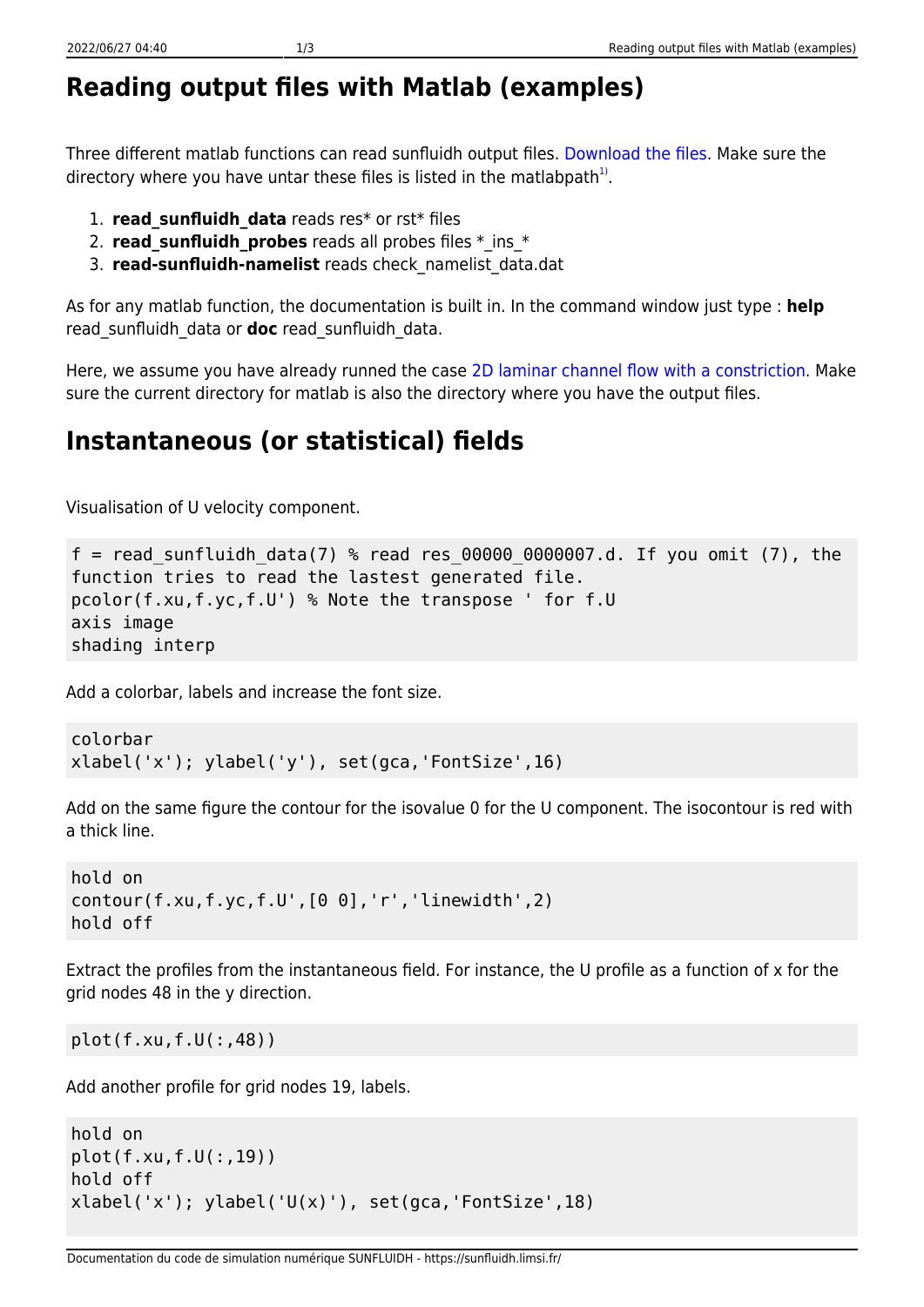# Reading output files with Matlab (examples)

Three different matlab functions can read sunfluidh output files. Download the files. Make sure the directory where you have untar these files is listed in the matlabpath[1].

1. **read_sunfluidh_data** reads res* or rst* files
2. **read_sunfluidh_probes** reads all probes files *_ins_*
3. **read-sunfluidh-namelist** reads check_namelist_data.dat

As for any matlab function, the documentation is built in. In the command window just type : **help** read_sunfluidh_data or **doc** read_sunfluidh_data.

Here, we assume you have already runned the case 2D laminar channel flow with a constriction. Make sure the current directory for matlab is also the directory where you have the output files.

## Instantaneous (or statistical) fields

Visualisation of U velocity component.

```
f = read_sunfluidh_data(7) % read res_00000_0000007.d. If you omit (7), the
function tries to read the lastest generated file.
pcolor(f.xu,f.yc,f.U') % Note the transpose ' for f.U
axis image
shading interp
```

Add a colorbar, labels and increase the font size.

```
colorbar
xlabel('x'); ylabel('y'), set(gca,'FontSize',16)
```

Add on the same figure the contour for the isovalue 0 for the U component. The isocontour is red with a thick line.

```
hold on
contour(f.xu,f.yc,f.U',[0 0],'r','linewidth',2)
hold off
```

Extract the profiles from the instantaneous field. For instance, the U profile as a function of x for the grid nodes 48 in the y direction.

```
plot(f.xu,f.U(:,48))
```

Add another profile for grid nodes 19, labels.

```
hold on
plot(f.xu,f.U(:,19))
hold off
xlabel('x'); ylabel('U(x)'), set(gca,'FontSize',18)
```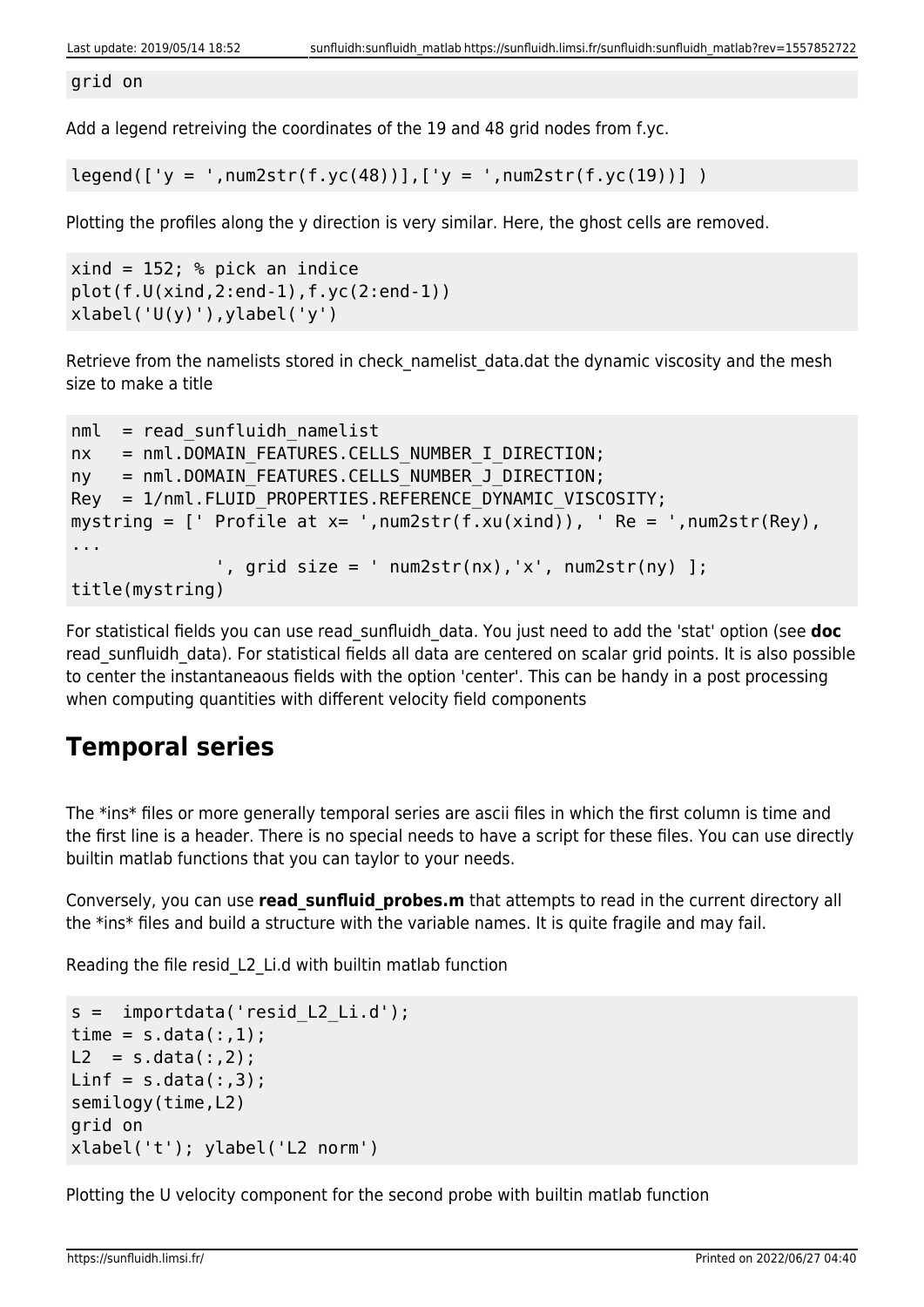```
grid on
```

Add a legend retreiving the coordinates of the 19 and 48 grid nodes from f.yc.

```
legend(['y = ',num2str(f.yc(48))],['y = ',num2str(f.yc(19))] )
```

Plotting the profiles along the y direction is very similar. Here, the ghost cells are removed.

```
xind = 152; % pick an indice
plot(f.U(xind,2:end-1),f.yc(2:end-1))
xlabel('U(y)'),ylabel('y')
```

Retrieve from the namelists stored in check_namelist_data.dat the dynamic viscosity and the mesh size to make a title

```
nml  = read_sunfluidh_namelist
nx   = nml.DOMAIN_FEATURES.CELLS_NUMBER_I_DIRECTION;
ny   = nml.DOMAIN_FEATURES.CELLS_NUMBER_J_DIRECTION;
Rey  = 1/nml.FLUID_PROPERTIES.REFERENCE_DYNAMIC_VISCOSITY;
mystring = [' Profile at x= ',num2str(f.xu(xind)), ' Re = ',num2str(Rey),
...
             ', grid size = ' num2str(nx),'x', num2str(ny) ];
title(mystring)
```

For statistical fields you can use read_sunfluidh_data. You just need to add the 'stat' option (see **doc** read_sunfluidh_data). For statistical fields all data are centered on scalar grid points. It is also possible to center the instantaneaous fields with the option 'center'. This can be handy in a post processing when computing quantities with different velocity field components

## Temporal series

The *ins* files or more generally temporal series are ascii files in which the first column is time and the first line is a header. There is no special needs to have a script for these files. You can use directly builtin matlab functions that you can taylor to your needs.

Conversely, you can use **read_sunfluid_probes.m** that attempts to read in the current directory all the *ins* files and build a structure with the variable names. It is quite fragile and may fail.

Reading the file resid_L2_Li.d with builtin matlab function

```
s =  importdata('resid_L2_Li.d');
time = s.data(:,1);
L2  = s.data(:,2);
Linf = s.data(:,3);
semilogy(time,L2)
grid on
xlabel('t'); ylabel('L2 norm')
```

Plotting the U velocity component for the second probe with builtin matlab function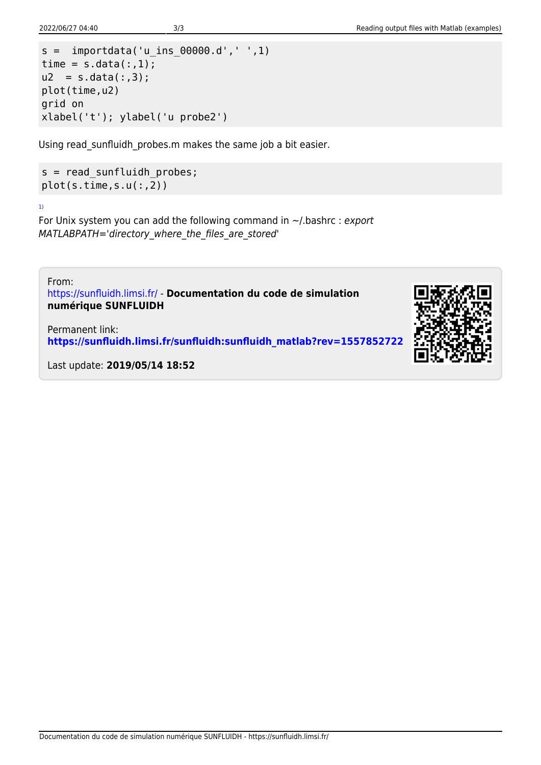```
s =  importdata('u_ins_00000.d',' ',1)
time = s.data(:,1);
u2  = s.data(:,3);
plot(time,u2)
grid on
xlabel('t'); ylabel('u probe2')
```

Using read_sunfluidh_probes.m makes the same job a bit easier.

```
s = read_sunfluidh_probes;
plot(s.time,s.u(:,2))
```

[1]
For Unix system you can add the following command in ~/.bashrc : *export MATLABPATH='directory_where_the_files_are_stored'*

From:
https://sunfluidh.limsi.fr/ - **Documentation du code de simulation numérique SUNFLUIDH**

Permanent link:
**https://sunfluidh.limsi.fr/sunfluidh:sunfluidh_matlab?rev=1557852722**

Last update: **2019/05/14 18:52**